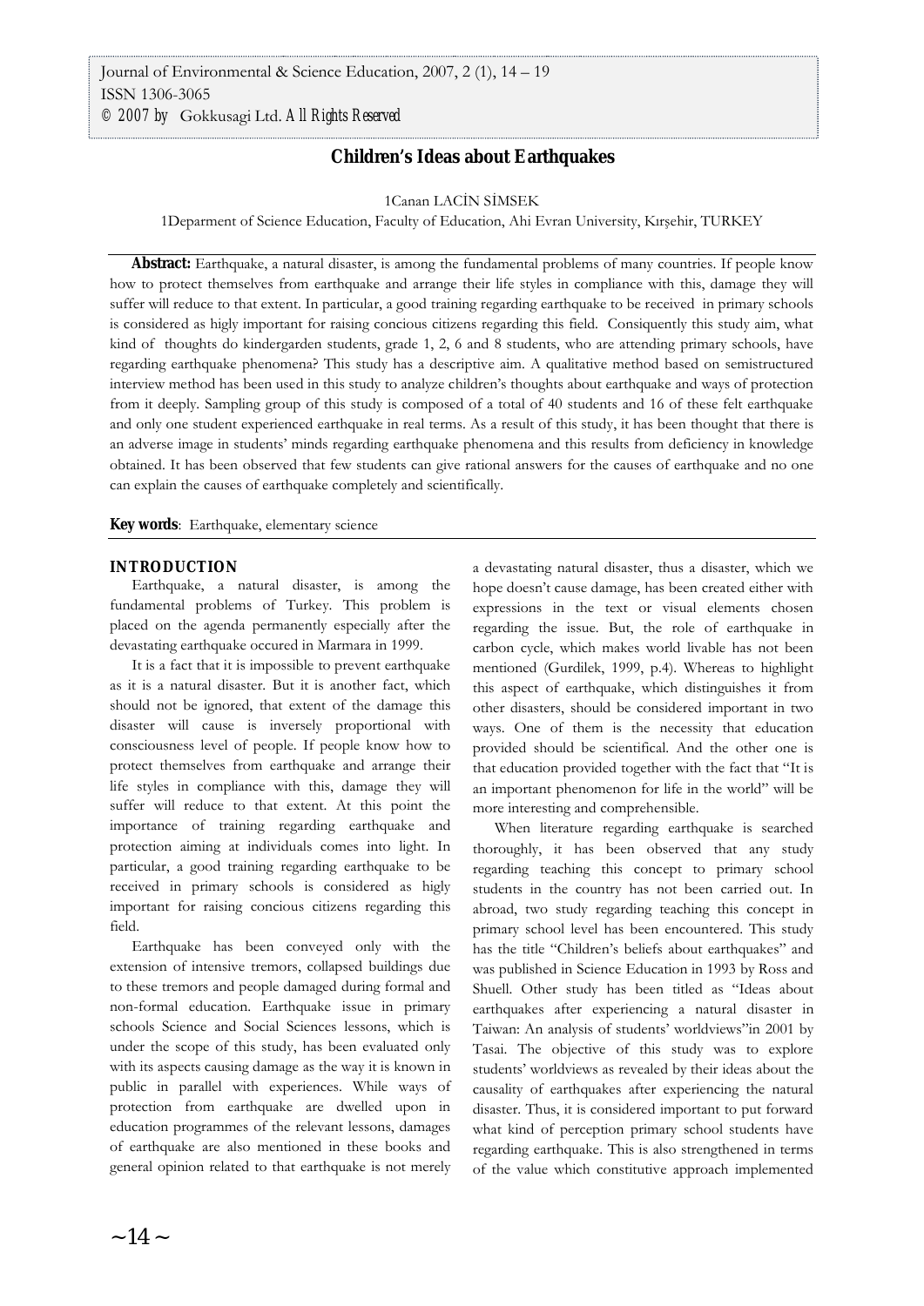# Children's Ideas about Earthquakes

[1]Canan LACİN SİMSEK

[1]Deparment of Science Education, Faculty of Education, Ahi Evran University, Kırşehir, TURKEY

**Abstract:** Earthquake, a natural disaster, is among the fundamental problems of many countries. If people know how to protect themselves from earthquake and arrange their life styles in compliance with this, damage they will suffer will reduce to that extent. In particular, a good training regarding earthquake to be received in primary schools is considered as higly important for raising concious citizens regarding this field. Consiquently this study aim, what kind of thoughts do kindergarden students, grade 1, 2, 6 and 8 students, who are attending primary schools, have regarding earthquake phenomena? This study has a descriptive aim. A qualitative method based on semistructured interview method has been used in this study to analyze children's thoughts about earthquake and ways of protection from it deeply. Sampling group of this study is composed of a total of 40 students and 16 of these felt earthquake and only one student experienced earthquake in real terms. As a result of this study, it has been thought that there is an adverse image in students' minds regarding earthquake phenomena and this results from deficiency in knowledge obtained. It has been observed that few students can give rational answers for the causes of earthquake and no one can explain the causes of earthquake completely and scientifically.

**Key words**: Earthquake, elementary science

## INTRODUCTION

Earthquake, a natural disaster, is among the fundamental problems of Turkey. This problem is placed on the agenda permanently especially after the devastating earthquake occured in Marmara in 1999.

It is a fact that it is impossible to prevent earthquake as it is a natural disaster. But it is another fact, which should not be ignored, that extent of the damage this disaster will cause is inversely proportional with consciousness level of people. If people know how to protect themselves from earthquake and arrange their life styles in compliance with this, damage they will suffer will reduce to that extent. At this point the importance of training regarding earthquake and protection aiming at individuals comes into light. In particular, a good training regarding earthquake to be received in primary schools is considered as higly important for raising concious citizens regarding this field.

Earthquake has been conveyed only with the extension of intensive tremors, collapsed buildings due to these tremors and people damaged during formal and non-formal education. Earthquake issue in primary schools Science and Social Sciences lessons, which is under the scope of this study, has been evaluated only with its aspects causing damage as the way it is known in public in parallel with experiences. While ways of protection from earthquake are dwelled upon in education programmes of the relevant lessons, damages of earthquake are also mentioned in these books and general opinion related to that earthquake is not merely a devastating natural disaster, thus a disaster, which we hope doesn't cause damage, has been created either with expressions in the text or visual elements chosen regarding the issue. But, the role of earthquake in carbon cycle, which makes world livable has not been mentioned (Gurdilek, 1999, p.4). Whereas to highlight this aspect of earthquake, which distinguishes it from other disasters, should be considered important in two ways. One of them is the necessity that education provided should be scientifical. And the other one is that education provided together with the fact that "It is an important phenomenon for life in the world" will be more interesting and comprehensible.

When literature regarding earthquake is searched thoroughly, it has been observed that any study regarding teaching this concept to primary school students in the country has not been carried out. In abroad, two study regarding teaching this concept in primary school level has been encountered. This study has the title "Children's beliefs about earthquakes" and was published in Science Education in 1993 by Ross and Shuell. Other study has been titled as "Ideas about earthquakes after experiencing a natural disaster in Taiwan: An analysis of students' worldviews"in 2001 by Tasai. The objective of this study was to explore students' worldviews as revealed by their ideas about the causality of earthquakes after experiencing the natural disaster. Thus, it is considered important to put forward what kind of perception primary school students have regarding earthquake. This is also strengthened in terms of the value which constitutive approach implemented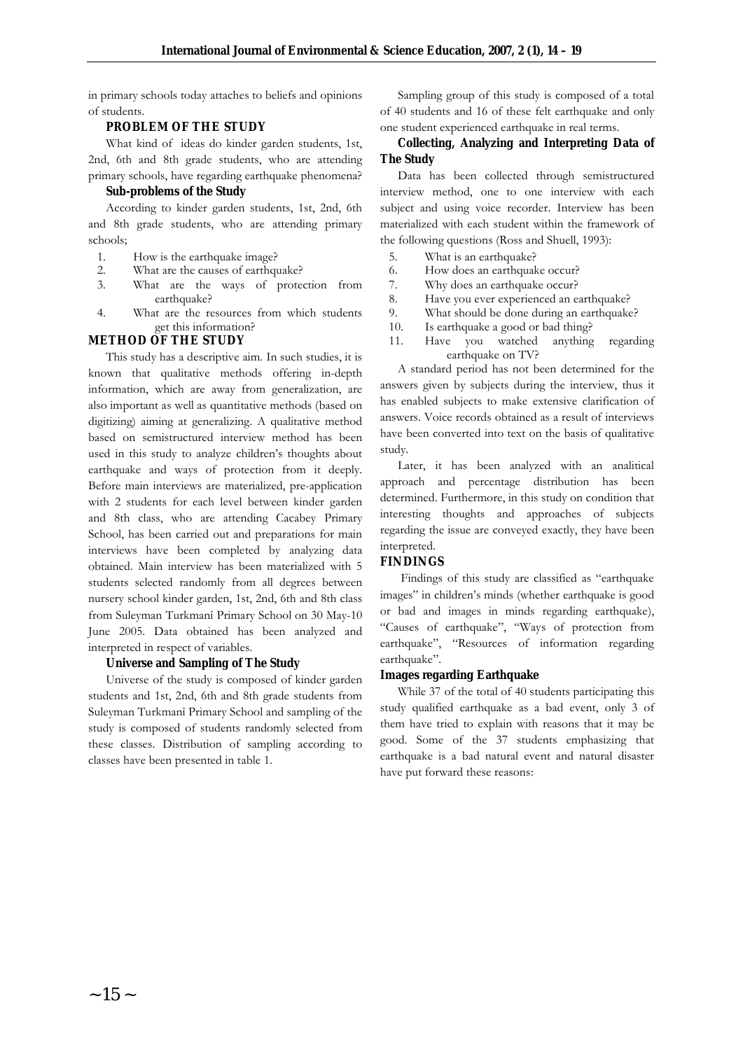in primary schools today attaches to beliefs and opinions of students.

### PROBLEM OF THE STUDY

What kind of ideas do kinder garden students, 1st, 2nd, 6th and 8th grade students, who are attending primary schools, have regarding earthquake phenomena?

### Sub-problems of the Study

According to kinder garden students, 1st, 2nd, 6th and 8th grade students, who are attending primary schools;

1. How is the earthquake image?
2. What are the causes of earthquake?
3. What are the ways of protection from earthquake?
4. What are the resources from which students get this information?

## METHOD OF THE STUDY

This study has a descriptive aim. In such studies, it is known that qualitative methods offering in-depth information, which are away from generalization, are also important as well as quantitative methods (based on digitizing) aiming at generalizing. A qualitative method based on semistructured interview method has been used in this study to analyze children's thoughts about earthquake and ways of protection from it deeply. Before main interviews are materialized, pre-application with 2 students for each level between kinder garden and 8th class, who are attending Cacabey Primary School, has been carried out and preparations for main interviews have been completed by analyzing data obtained. Main interview has been materialized with 5 students selected randomly from all degrees between nursery school kinder garden, 1st, 2nd, 6th and 8th class from Suleyman Turkmanî Primary School on 30 May-10 June 2005. Data obtained has been analyzed and interpreted in respect of variables.

### Universe and Sampling of The Study

Universe of the study is composed of kinder garden students and 1st, 2nd, 6th and 8th grade students from Suleyman Turkmanî Primary School and sampling of the study is composed of students randomly selected from these classes. Distribution of sampling according to classes have been presented in table 1.

Sampling group of this study is composed of a total of 40 students and 16 of these felt earthquake and only one student experienced earthquake in real terms.

### Collecting, Analyzing and Interpreting Data of The Study

Data has been collected through semistructured interview method, one to one interview with each subject and using voice recorder. Interview has been materialized with each student within the framework of the following questions (Ross and Shuell, 1993):

5. What is an earthquake?
6. How does an earthquake occur?
7. Why does an earthquake occur?
8. Have you ever experienced an earthquake?
9. What should be done during an earthquake?
10. Is earthquake a good or bad thing?
11. Have you watched anything regarding earthquake on TV?

A standard period has not been determined for the answers given by subjects during the interview, thus it has enabled subjects to make extensive clarification of answers. Voice records obtained as a result of interviews have been converted into text on the basis of qualitative study.

Later, it has been analyzed with an analitical approach and percentage distribution has been determined. Furthermore, in this study on condition that interesting thoughts and approaches of subjects regarding the issue are conveyed exactly, they have been interpreted.

## FINDINGS

Findings of this study are classified as "earthquake images" in children's minds (whether earthquake is good or bad and images in minds regarding earthquake), "Causes of earthquake", "Ways of protection from earthquake", "Resources of information regarding earthquake".

### Images regarding Earthquake

While 37 of the total of 40 students participating this study qualified earthquake as a bad event, only 3 of them have tried to explain with reasons that it may be good. Some of the 37 students emphasizing that earthquake is a bad natural event and natural disaster have put forward these reasons: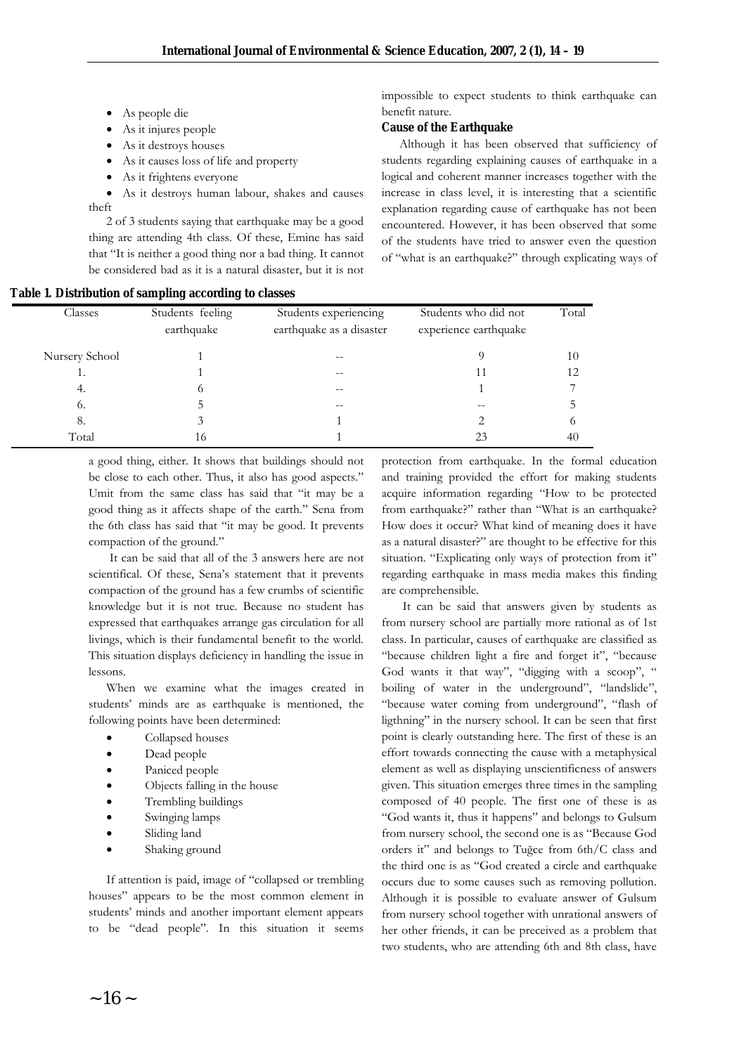- As people die
- As it injures people
- As it destroys houses
- As it causes loss of life and property
- As it frightens everyone
- As it destroys human labour, shakes and causes theft

2 of 3 students saying that earthquake may be a good thing are attending 4th class. Of these, Emine has said that "It is neither a good thing nor a bad thing. It cannot be considered bad as it is a natural disaster, but it is not a good thing, either. It shows that buildings should not be close to each other. Thus, it also has good aspects." Umit from the same class has said that "it may be a good thing as it affects shape of the earth." Sena from the 6th class has said that "it may be good. It prevents compaction of the ground."

It can be said that all of the 3 answers here are not scientifical. Of these, Sena's statement that it prevents compaction of the ground has a few crumbs of scientific knowledge but it is not true. Because no student has expressed that earthquakes arrange gas circulation for all livings, which is their fundamental benefit to the world. This situation displays deficiency in handling the issue in lessons.

When we examine what the images created in students' minds are as earthquake is mentioned, the following points have been determined:

- Collapsed houses
- Dead people
- Paniced people
- Objects falling in the house
- Trembling buildings
- Swinging lamps
- Sliding land
- Shaking ground

If attention is paid, image of "collapsed or trembling houses" appears to be the most common element in students' minds and another important element appears to be "dead people". In this situation it seems impossible to expect students to think earthquake can benefit nature.

**Table 1. Distribution of sampling according to classes**

| Classes | Students feeling earthquake | Students experiencing earthquake as a disaster | Students who did not experience earthquake | Total |
|---|---|---|---|---|
| Nursery School | 1 | -- | 9 | 10 |
| 1. | 1 | -- | 11 | 12 |
| 4. | 6 | -- | 1 | 7 |
| 6. | 5 | -- | -- | 5 |
| 8. | 3 | 1 | 2 | 6 |
| Total | 16 | 1 | 23 | 40 |

**Cause of the Earthquake**

Although it has been observed that sufficiency of students regarding explaining causes of earthquake in a logical and coherent manner increases together with the increase in class level, it is interesting that a scientific explanation regarding cause of earthquake has not been encountered. However, it has been observed that some of the students have tried to answer even the question of "what is an earthquake?" through explicating ways of protection from earthquake. In the formal education and training provided the effort for making students acquire information regarding "How to be protected from earthquake?" rather than "What is an earthquake? How does it occur? What kind of meaning does it have as a natural disaster?" are thought to be effective for this situation. "Explicating only ways of protection from it" regarding earthquake in mass media makes this finding are comprehensible.

It can be said that answers given by students as from nursery school are partially more rational as of 1st class. In particular, causes of earthquake are classified as "because children light a fire and forget it", "because God wants it that way", "digging with a scoop", " boiling of water in the underground", "landslide", "because water coming from underground", "flash of ligthning" in the nursery school. It can be seen that first point is clearly outstanding here. The first of these is an effort towards connecting the cause with a metaphysical element as well as displaying unscientificness of answers given. This situation emerges three times in the sampling composed of 40 people. The first one of these is as "God wants it, thus it happens" and belongs to Gulsum from nursery school, the second one is as "Because God orders it" and belongs to Tuğce from 6th/C class and the third one is as "God created a circle and earthquake occurs due to some causes such as removing pollution. Although it is possible to evaluate answer of Gulsum from nursery school together with unrational answers of her other friends, it can be preceived as a problem that two students, who are attending 6th and 8th class, have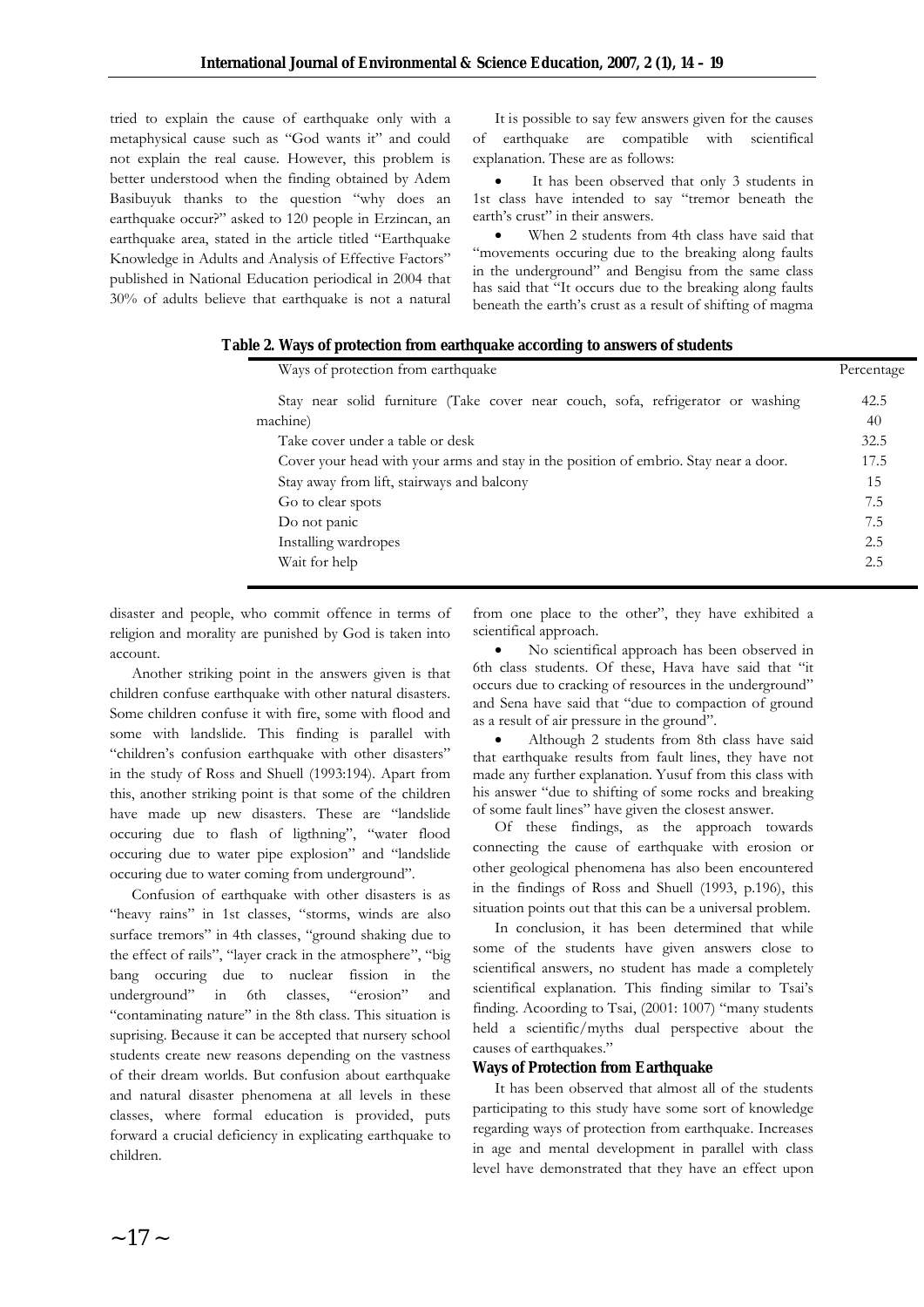tried to explain the cause of earthquake only with a metaphysical cause such as "God wants it" and could not explain the real cause. However, this problem is better understood when the finding obtained by Adem Basibuyuk thanks to the question "why does an earthquake occur?" asked to 120 people in Erzincan, an earthquake area, stated in the article titled "Earthquake Knowledge in Adults and Analysis of Effective Factors" published in National Education periodical in 2004 that 30% of adults believe that earthquake is not a natural disaster and people, who commit offence in terms of religion and morality are punished by God is taken into account.

Another striking point in the answers given is that children confuse earthquake with other natural disasters. Some children confuse it with fire, some with flood and some with landslide. This finding is parallel with "children's confusion earthquake with other disasters" in the study of Ross and Shuell (1993:194). Apart from this, another striking point is that some of the children have made up new disasters. These are "landslide occuring due to flash of ligthning", "water flood occuring due to water pipe explosion" and "landslide occuring due to water coming from underground".

Confusion of earthquake with other disasters is as "heavy rains" in 1st classes, "storms, winds are also surface tremors" in 4th classes, "ground shaking due to the effect of rails", "layer crack in the atmosphere", "big bang occuring due to nuclear fission in the underground" in 6th classes, "erosion" and "contaminating nature" in the 8th class. This situation is suprising. Because it can be accepted that nursery school students create new reasons depending on the vastness of their dream worlds. But confusion about earthquake and natural disaster phenomena at all levels in these classes, where formal education is provided, puts forward a crucial deficiency in explicating earthquake to children.

It is possible to say few answers given for the causes of earthquake are compatible with scientifical explanation. These are as follows:

- It has been observed that only 3 students in 1st class have intended to say "tremor beneath the earth's crust" in their answers.
- When 2 students from 4th class have said that "movements occuring due to the breaking along faults in the underground" and Bengisu from the same class has said that "It occurs due to the breaking along faults beneath the earth's crust as a result of shifting of magma from one place to the other", they have exhibited a scientifical approach.
- No scientifical approach has been observed in 6th class students. Of these, Hava have said that "it occurs due to cracking of resources in the underground" and Sena have said that "due to compaction of ground as a result of air pressure in the ground".
- Although 2 students from 8th class have said that earthquake results from fault lines, they have not made any further explanation. Yusuf from this class with his answer "due to shifting of some rocks and breaking of some fault lines" have given the closest answer.

Of these findings, as the approach towards connecting the cause of earthquake with erosion or other geological phenomena has also been encountered in the findings of Ross and Shuell (1993, p.196), this situation points out that this can be a universal problem.

In conclusion, it has been determined that while some of the students have given answers close to scientifical answers, no student has made a completely scientifical explanation. This finding similar to Tsai's finding. Acoording to Tsai, (2001: 1007) "many students held a scientific/myths dual perspective about the causes of earthquakes."

**Table 2. Ways of protection from earthquake according to answers of students**

| Ways of protection from earthquake | Percentage |
|---|---|
| Stay near solid furniture (Take cover near couch, sofa, refrigerator or washing machine) | 42.5 |
| | 40 |
| Take cover under a table or desk | 32.5 |
| Cover your head with your arms and stay in the position of embrio. Stay near a door. | 17.5 |
| Stay away from lift, stairways and balcony | 15 |
| Go to clear spots | 7.5 |
| Do not panic | 7.5 |
| Installing wardropes | 2.5 |
| Wait for help | 2.5 |

### Ways of Protection from Earthquake

It has been observed that almost all of the students participating to this study have some sort of knowledge regarding ways of protection from earthquake. Increases in age and mental development in parallel with class level have demonstrated that they have an effect upon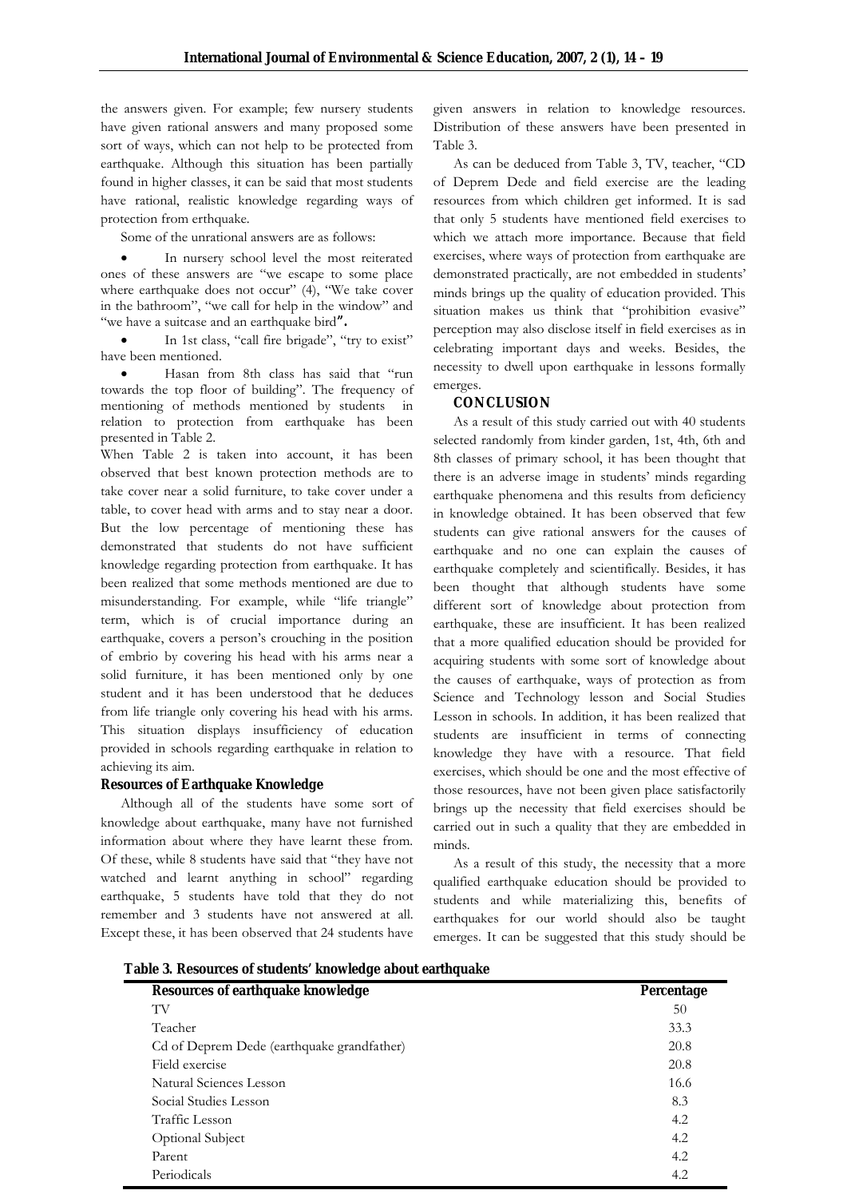the answers given. For example; few nursery students have given rational answers and many proposed some sort of ways, which can not help to be protected from earthquake. Although this situation has been partially found in higher classes, it can be said that most students have rational, realistic knowledge regarding ways of protection from erthquake.

Some of the unrational answers are as follows:

- In nursery school level the most reiterated ones of these answers are "we escape to some place where earthquake does not occur" (4), "We take cover in the bathroom", "we call for help in the window" and "we have a suitcase and an earthquake bird**".**
- In 1st class, "call fire brigade", "try to exist" have been mentioned.
- Hasan from 8th class has said that "run towards the top floor of building". The frequency of mentioning of methods mentioned by students in relation to protection from earthquake has been presented in Table 2.

When Table 2 is taken into account, it has been observed that best known protection methods are to take cover near a solid furniture, to take cover under a table, to cover head with arms and to stay near a door. But the low percentage of mentioning these has demonstrated that students do not have sufficient knowledge regarding protection from earthquake. It has been realized that some methods mentioned are due to misunderstanding. For example, while "life triangle" term, which is of crucial importance during an earthquake, covers a person's crouching in the position of embrio by covering his head with his arms near a solid furniture, it has been mentioned only by one student and it has been understood that he deduces from life triangle only covering his head with his arms. This situation displays insufficiency of education provided in schools regarding earthquake in relation to achieving its aim.

**Resources of Earthquake Knowledge**

Although all of the students have some sort of knowledge about earthquake, many have not furnished information about where they have learnt these from. Of these, while 8 students have said that "they have not watched and learnt anything in school" regarding earthquake, 5 students have told that they do not remember and 3 students have not answered at all. Except these, it has been observed that 24 students have given answers in relation to knowledge resources. Distribution of these answers have been presented in Table 3.

As can be deduced from Table 3, TV, teacher, "CD of Deprem Dede and field exercise are the leading resources from which children get informed. It is sad that only 5 students have mentioned field exercises to which we attach more importance. Because that field exercises, where ways of protection from earthquake are demonstrated practically, are not embedded in students' minds brings up the quality of education provided. This situation makes us think that "prohibition evasive" perception may also disclose itself in field exercises as in celebrating important days and weeks. Besides, the necessity to dwell upon earthquake in lessons formally emerges.

## CONCLUSION

As a result of this study carried out with 40 students selected randomly from kinder garden, 1st, 4th, 6th and 8th classes of primary school, it has been thought that there is an adverse image in students' minds regarding earthquake phenomena and this results from deficiency in knowledge obtained. It has been observed that few students can give rational answers for the causes of earthquake and no one can explain the causes of earthquake completely and scientifically. Besides, it has been thought that although students have some different sort of knowledge about protection from earthquake, these are insufficient. It has been realized that a more qualified education should be provided for acquiring students with some sort of knowledge about the causes of earthquake, ways of protection as from Science and Technology lesson and Social Studies Lesson in schools. In addition, it has been realized that students are insufficient in terms of connecting knowledge they have with a resource. That field exercises, which should be one and the most effective of those resources, have not been given place satisfactorily brings up the necessity that field exercises should be carried out in such a quality that they are embedded in minds.

As a result of this study, the necessity that a more qualified earthquake education should be provided to students and while materializing this, benefits of earthquakes for our world should also be taught emerges. It can be suggested that this study should be

**Table 3. Resources of students' knowledge about earthquake**

| Resources of earthquake knowledge | Percentage |
|---|---|
| TV | 50 |
| Teacher | 33.3 |
| Cd of Deprem Dede (earthquake grandfather) | 20.8 |
| Field exercise | 20.8 |
| Natural Sciences Lesson | 16.6 |
| Social Studies Lesson | 8.3 |
| Traffic Lesson | 4.2 |
| Optional Subject | 4.2 |
| Parent | 4.2 |
| Periodicals | 4.2 |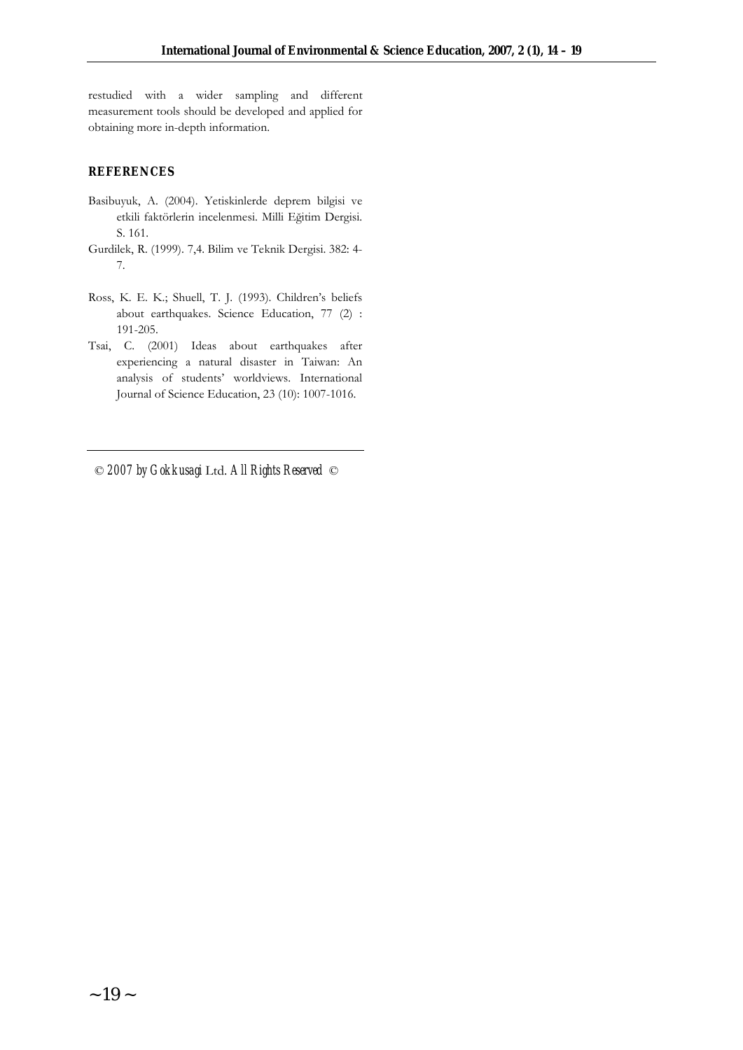restudied with a wider sampling and different measurement tools should be developed and applied for obtaining more in-depth information.

## REFERENCES

Basibuyuk, A. (2004). Yetiskinlerde deprem bilgisi ve etkili faktörlerin incelenmesi. Milli Eğitim Dergisi. S. 161.

Gurdilek, R. (1999). 7,4. Bilim ve Teknik Dergisi. 382: 4-7.

Ross, K. E. K.; Shuell, T. J. (1993). Children's beliefs about earthquakes. Science Education, 77 (2) : 191-205.

Tsai, C. (2001) Ideas about earthquakes after experiencing a natural disaster in Taiwan: An analysis of students' worldviews. International Journal of Science Education, 23 (10): 1007-1016.

*© 2007 by Gokkusagi Ltd. All Rights Reserved ©*